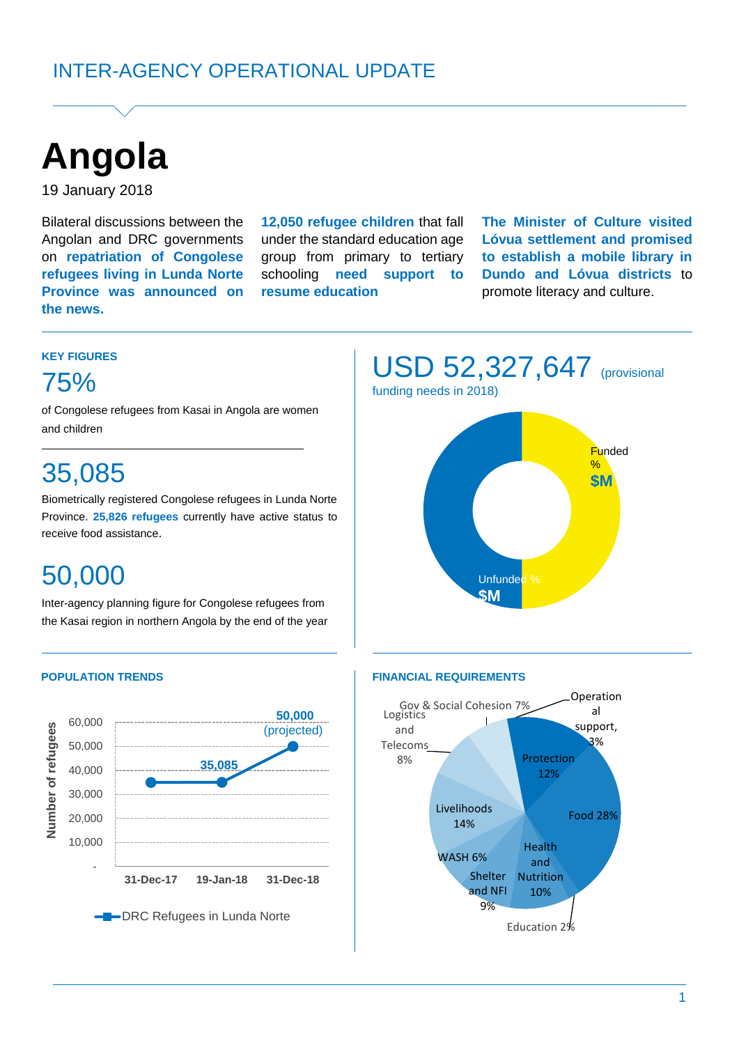INTER-AGENCY OPERATIONAL UPDATE

# Angola

19 January 2018

Bilateral discussions between the Angolan and DRC governments on **repatriation of Congolese refugees living in Lunda Norte Province was announced on the news.**

**12,050 refugee children** that fall under the standard education age group from primary to tertiary schooling **need support to resume education**

**The Minister of Culture visited Lóvua settlement and promised to establish a mobile library in Dundo and Lóvua districts** to promote literacy and culture.

### KEY FIGURES

## 75%

of Congolese refugees from Kasai in Angola are women and children

## 35,085

Biometrically registered Congolese refugees in Lunda Norte Province. **25,826 refugees** currently have active status to receive food assistance.

## 50,000

Inter-agency planning figure for Congolese refugees from the Kasai region in northern Angola by the end of the year

## USD 52,327,647 (provisional funding needs in 2018)

Funded % $M

Unfunded % $M

### POPULATION TRENDS

| Date | DRC Refugees in Lunda Norte |
| --- | --- |
| 31-Dec-17 | 35,085 |
| 19-Jan-18 | 35,085 |
| 31-Dec-18 | 50,000 (projected) |

### FINANCIAL REQUIREMENTS

| Sector | Share |
| --- | --- |
| Food | 28% |
| Livelihoods | 14% |
| Protection | 12% |
| Health and Nutrition | 10% |
| Shelter and NFI | 9% |
| Logistics and Telecoms | 8% |
| Gov & Social Cohesion | 7% |
| WASH | 6% |
| Operational support | 3% |
| Education | 2% |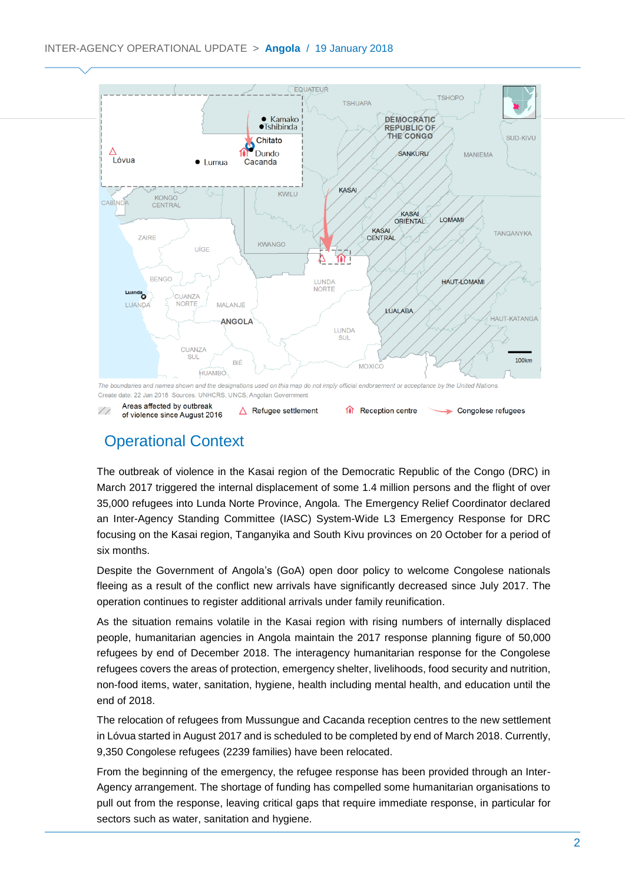The boundaries and names shown and the designations used on this map do not imply official endorsement or acceptance by the United Nations.
Create date: 22 Jan 2018 Sources: UNHCRS, UNCS, Angolan Government

Areas affected by outbreak of violence since August 2016 | Refugee settlement | Reception centre | Congolese refugees

## Operational Context

The outbreak of violence in the Kasai region of the Democratic Republic of the Congo (DRC) in March 2017 triggered the internal displacement of some 1.4 million persons and the flight of over 35,000 refugees into Lunda Norte Province, Angola. The Emergency Relief Coordinator declared an Inter-Agency Standing Committee (IASC) System-Wide L3 Emergency Response for DRC focusing on the Kasai region, Tanganyika and South Kivu provinces on 20 October for a period of six months.

Despite the Government of Angola's (GoA) open door policy to welcome Congolese nationals fleeing as a result of the conflict new arrivals have significantly decreased since July 2017. The operation continues to register additional arrivals under family reunification.

As the situation remains volatile in the Kasai region with rising numbers of internally displaced people, humanitarian agencies in Angola maintain the 2017 response planning figure of 50,000 refugees by end of December 2018. The interagency humanitarian response for the Congolese refugees covers the areas of protection, emergency shelter, livelihoods, food security and nutrition, non-food items, water, sanitation, hygiene, health including mental health, and education until the end of 2018.

The relocation of refugees from Mussungue and Cacanda reception centres to the new settlement in Lóvua started in August 2017 and is scheduled to be completed by end of March 2018. Currently, 9,350 Congolese refugees (2239 families) have been relocated.

From the beginning of the emergency, the refugee response has been provided through an Inter-Agency arrangement. The shortage of funding has compelled some humanitarian organisations to pull out from the response, leaving critical gaps that require immediate response, in particular for sectors such as water, sanitation and hygiene.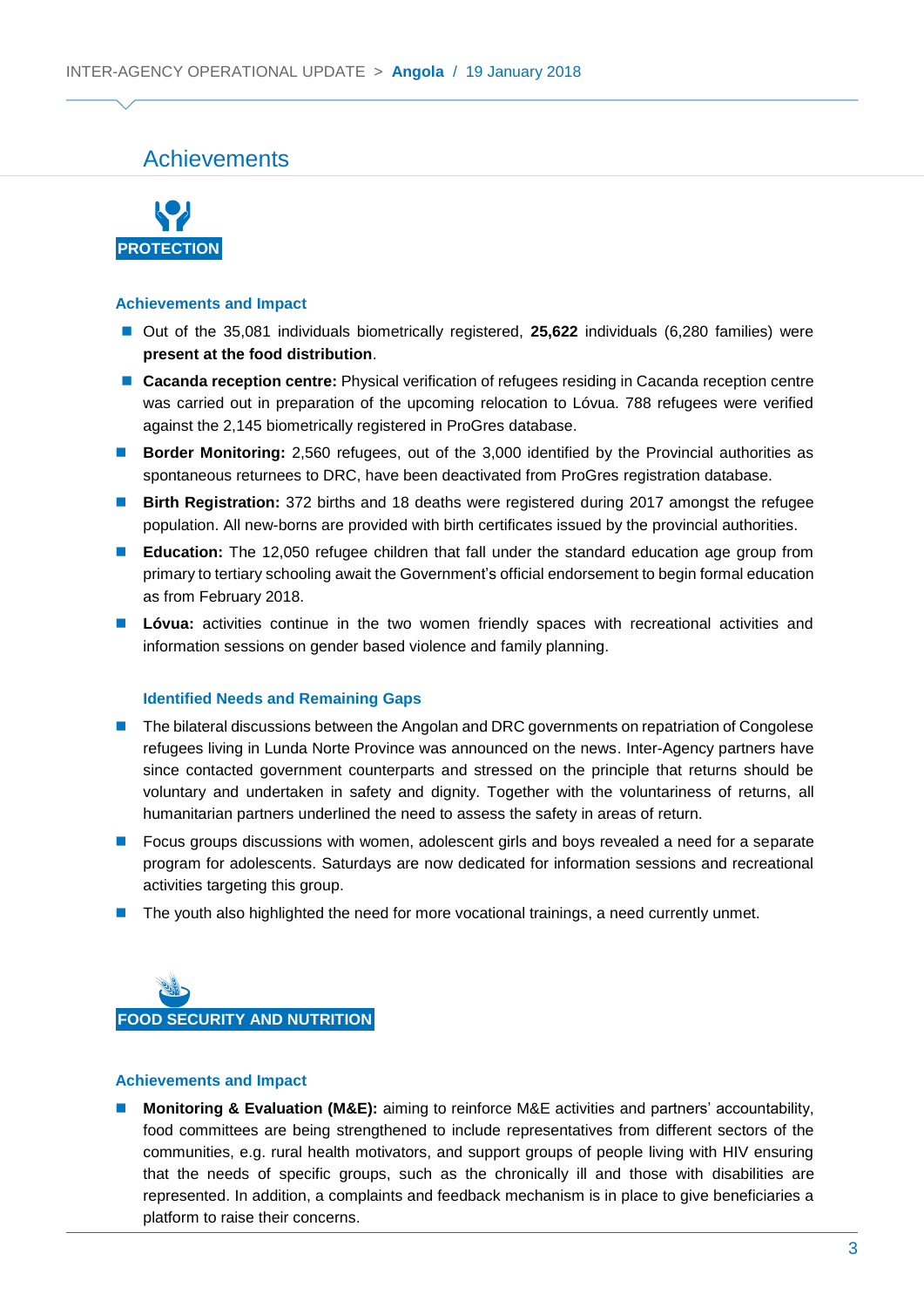## Achievements

### PROTECTION

#### Achievements and Impact

- Out of the 35,081 individuals biometrically registered, **25,622** individuals (6,280 families) were **present at the food distribution**.
- **Cacanda reception centre:** Physical verification of refugees residing in Cacanda reception centre was carried out in preparation of the upcoming relocation to Lóvua. 788 refugees were verified against the 2,145 biometrically registered in ProGres database.
- **Border Monitoring:** 2,560 refugees, out of the 3,000 identified by the Provincial authorities as spontaneous returnees to DRC, have been deactivated from ProGres registration database.
- **Birth Registration:** 372 births and 18 deaths were registered during 2017 amongst the refugee population. All new-borns are provided with birth certificates issued by the provincial authorities.
- **Education:** The 12,050 refugee children that fall under the standard education age group from primary to tertiary schooling await the Government's official endorsement to begin formal education as from February 2018.
- **Lóvua:** activities continue in the two women friendly spaces with recreational activities and information sessions on gender based violence and family planning.

#### Identified Needs and Remaining Gaps

- The bilateral discussions between the Angolan and DRC governments on repatriation of Congolese refugees living in Lunda Norte Province was announced on the news. Inter-Agency partners have since contacted government counterparts and stressed on the principle that returns should be voluntary and undertaken in safety and dignity. Together with the voluntariness of returns, all humanitarian partners underlined the need to assess the safety in areas of return.
- Focus groups discussions with women, adolescent girls and boys revealed a need for a separate program for adolescents. Saturdays are now dedicated for information sessions and recreational activities targeting this group.
- The youth also highlighted the need for more vocational trainings, a need currently unmet.

### FOOD SECURITY AND NUTRITION

#### Achievements and Impact

- **Monitoring & Evaluation (M&E):** aiming to reinforce M&E activities and partners' accountability, food committees are being strengthened to include representatives from different sectors of the communities, e.g. rural health motivators, and support groups of people living with HIV ensuring that the needs of specific groups, such as the chronically ill and those with disabilities are represented. In addition, a complaints and feedback mechanism is in place to give beneficiaries a platform to raise their concerns.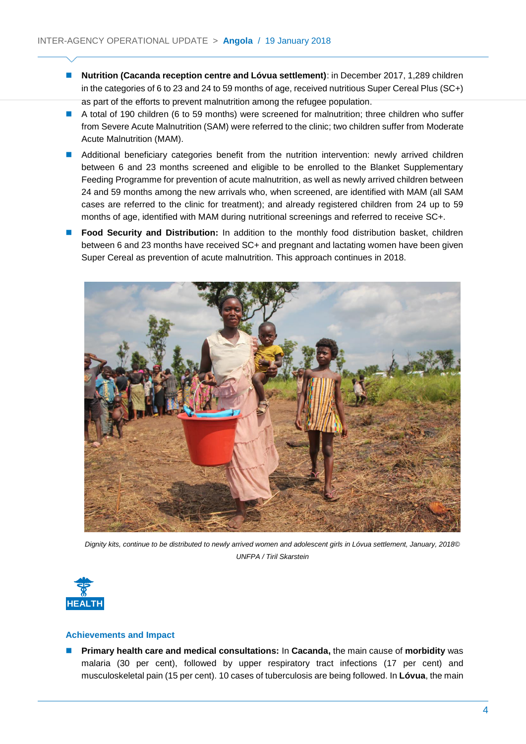- **Nutrition (Cacanda reception centre and Lóvua settlement)**: in December 2017, 1,289 children in the categories of 6 to 23 and 24 to 59 months of age, received nutritious Super Cereal Plus (SC+) as part of the efforts to prevent malnutrition among the refugee population.
- A total of 190 children (6 to 59 months) were screened for malnutrition; three children who suffer from Severe Acute Malnutrition (SAM) were referred to the clinic; two children suffer from Moderate Acute Malnutrition (MAM).
- Additional beneficiary categories benefit from the nutrition intervention: newly arrived children between 6 and 23 months screened and eligible to be enrolled to the Blanket Supplementary Feeding Programme for prevention of acute malnutrition, as well as newly arrived children between 24 and 59 months among the new arrivals who, when screened, are identified with MAM (all SAM cases are referred to the clinic for treatment); and already registered children from 24 up to 59 months of age, identified with MAM during nutritional screenings and referred to receive SC+.
- **Food Security and Distribution:** In addition to the monthly food distribution basket, children between 6 and 23 months have received SC+ and pregnant and lactating women have been given Super Cereal as prevention of acute malnutrition. This approach continues in 2018.

*Dignity kits, continue to be distributed to newly arrived women and adolescent girls in Lóvua settlement, January, 2018© UNFPA / Tiril Skarstein*

## HEALTH

### Achievements and Impact

- **Primary health care and medical consultations:** In **Cacanda,** the main cause of **morbidity** was malaria (30 per cent), followed by upper respiratory tract infections (17 per cent) and musculoskeletal pain (15 per cent). 10 cases of tuberculosis are being followed. In **Lóvua**, the main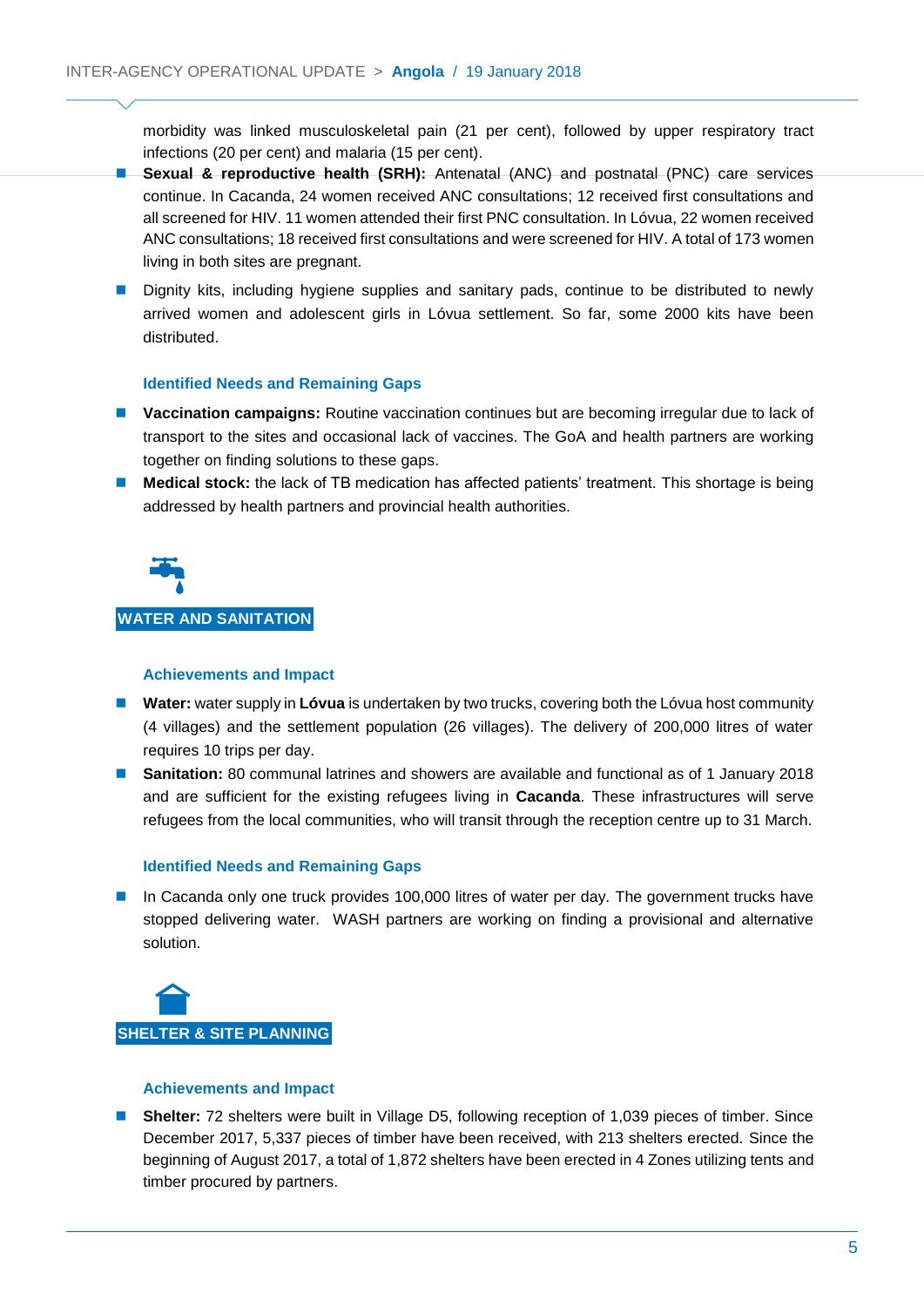morbidity was linked musculoskeletal pain (21 per cent), followed by upper respiratory tract infections (20 per cent) and malaria (15 per cent).

- **Sexual & reproductive health (SRH):** Antenatal (ANC) and postnatal (PNC) care services continue. In Cacanda, 24 women received ANC consultations; 12 received first consultations and all screened for HIV. 11 women attended their first PNC consultation. In Lóvua, 22 women received ANC consultations; 18 received first consultations and were screened for HIV. A total of 173 women living in both sites are pregnant.
- Dignity kits, including hygiene supplies and sanitary pads, continue to be distributed to newly arrived women and adolescent girls in Lóvua settlement. So far, some 2000 kits have been distributed.

### Identified Needs and Remaining Gaps

- **Vaccination campaigns:** Routine vaccination continues but are becoming irregular due to lack of transport to the sites and occasional lack of vaccines. The GoA and health partners are working together on finding solutions to these gaps.
- **Medical stock:** the lack of TB medication has affected patients' treatment. This shortage is being addressed by health partners and provincial health authorities.

## WATER AND SANITATION

### Achievements and Impact

- **Water:** water supply in **Lóvua** is undertaken by two trucks, covering both the Lóvua host community (4 villages) and the settlement population (26 villages). The delivery of 200,000 litres of water requires 10 trips per day.
- **Sanitation:** 80 communal latrines and showers are available and functional as of 1 January 2018 and are sufficient for the existing refugees living in **Cacanda**. These infrastructures will serve refugees from the local communities, who will transit through the reception centre up to 31 March.

### Identified Needs and Remaining Gaps

- In Cacanda only one truck provides 100,000 litres of water per day. The government trucks have stopped delivering water. WASH partners are working on finding a provisional and alternative solution.

## SHELTER & SITE PLANNING

### Achievements and Impact

- **Shelter:** 72 shelters were built in Village D5, following reception of 1,039 pieces of timber. Since December 2017, 5,337 pieces of timber have been received, with 213 shelters erected. Since the beginning of August 2017, a total of 1,872 shelters have been erected in 4 Zones utilizing tents and timber procured by partners.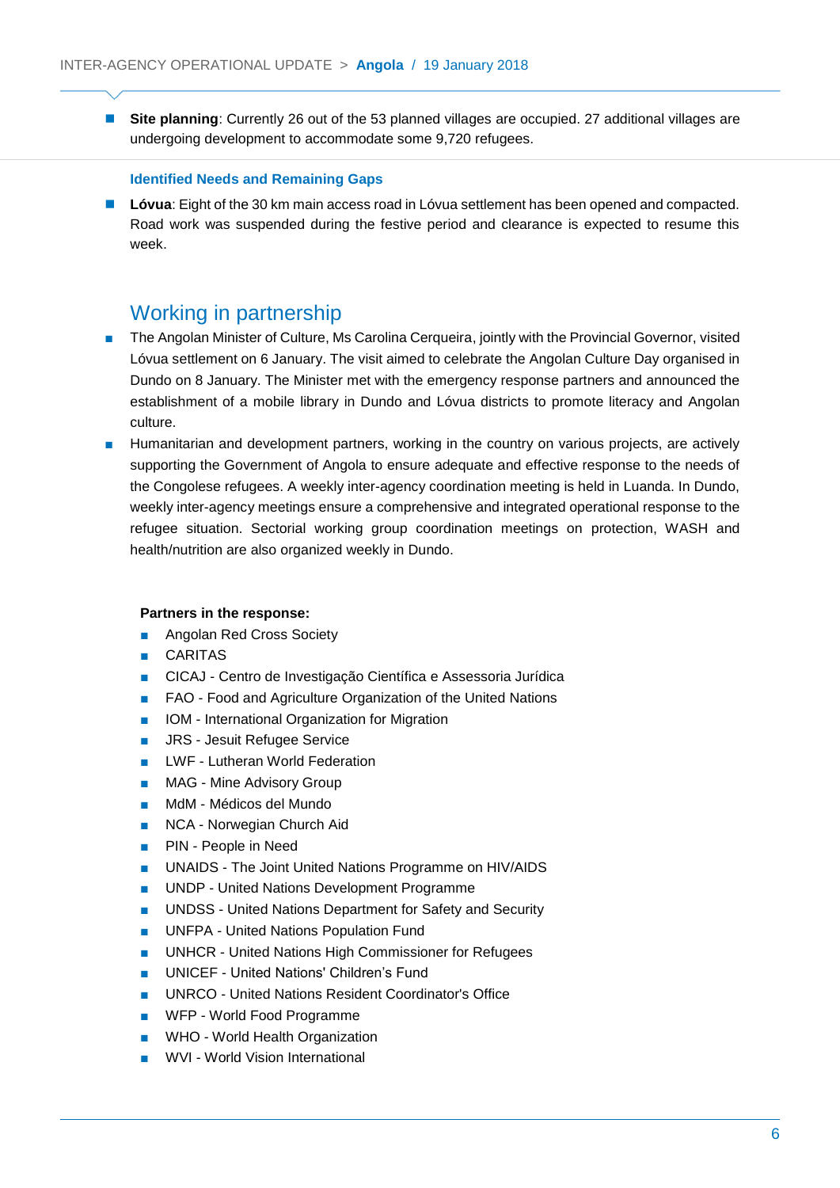- **Site planning**: Currently 26 out of the 53 planned villages are occupied. 27 additional villages are undergoing development to accommodate some 9,720 refugees.

### Identified Needs and Remaining Gaps

- **Lóvua**: Eight of the 30 km main access road in Lóvua settlement has been opened and compacted. Road work was suspended during the festive period and clearance is expected to resume this week.

## Working in partnership

- The Angolan Minister of Culture, Ms Carolina Cerqueira, jointly with the Provincial Governor, visited Lóvua settlement on 6 January. The visit aimed to celebrate the Angolan Culture Day organised in Dundo on 8 January. The Minister met with the emergency response partners and announced the establishment of a mobile library in Dundo and Lóvua districts to promote literacy and Angolan culture.
- Humanitarian and development partners, working in the country on various projects, are actively supporting the Government of Angola to ensure adequate and effective response to the needs of the Congolese refugees. A weekly inter-agency coordination meeting is held in Luanda. In Dundo, weekly inter-agency meetings ensure a comprehensive and integrated operational response to the refugee situation. Sectorial working group coordination meetings on protection, WASH and health/nutrition are also organized weekly in Dundo.

**Partners in the response:**

- Angolan Red Cross Society
- CARITAS
- CICAJ - Centro de Investigação Científica e Assessoria Jurídica
- FAO - Food and Agriculture Organization of the United Nations
- IOM - International Organization for Migration
- JRS - Jesuit Refugee Service
- LWF - Lutheran World Federation
- MAG - Mine Advisory Group
- MdM - Médicos del Mundo
- NCA - Norwegian Church Aid
- PIN - People in Need
- UNAIDS - The Joint United Nations Programme on HIV/AIDS
- UNDP - United Nations Development Programme
- UNDSS - United Nations Department for Safety and Security
- UNFPA - United Nations Population Fund
- UNHCR - United Nations High Commissioner for Refugees
- UNICEF - United Nations' Children's Fund
- UNRCO - United Nations Resident Coordinator's Office
- WFP - World Food Programme
- WHO - World Health Organization
- WVI - World Vision International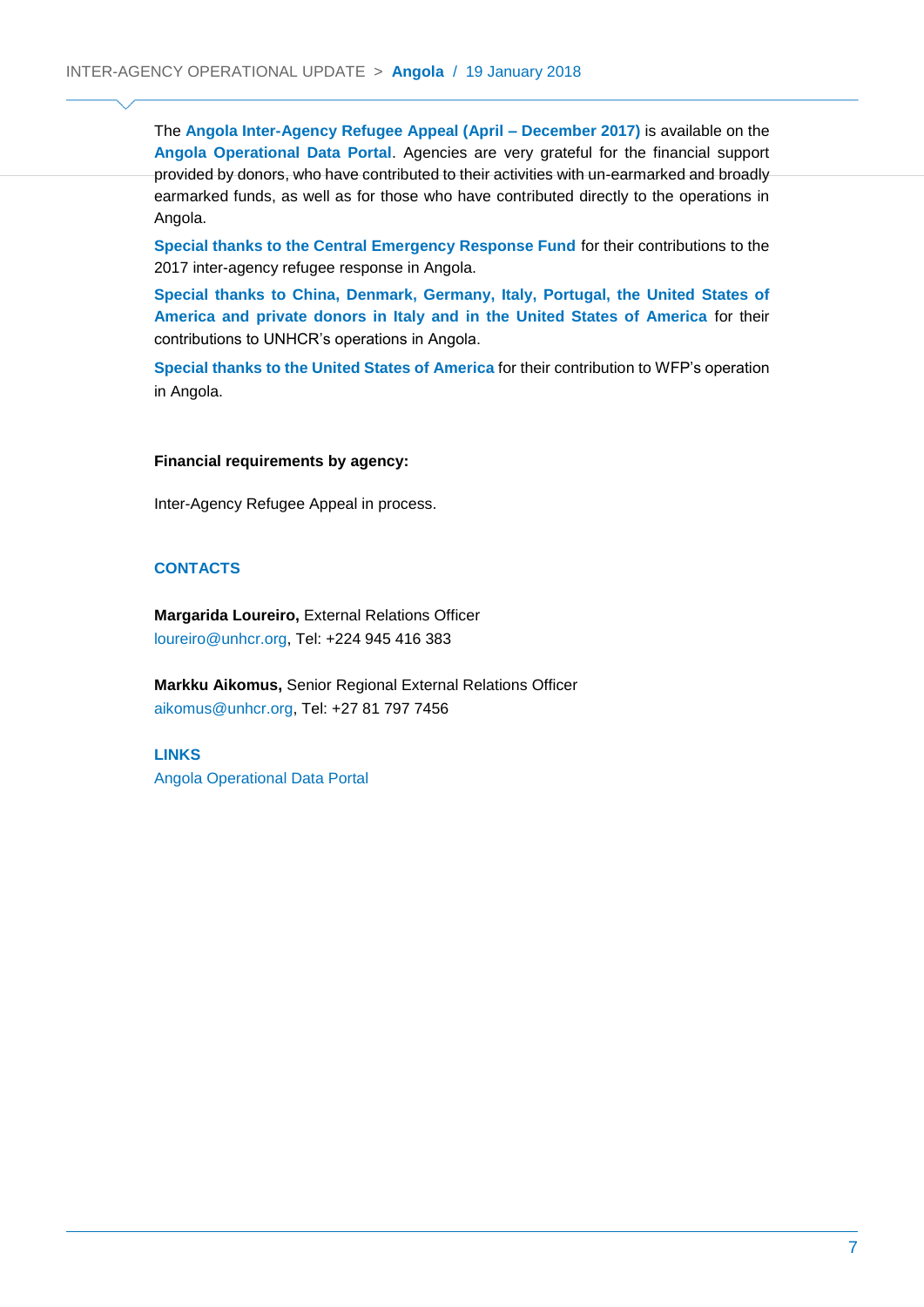The **Angola Inter-Agency Refugee Appeal (April – December 2017)** is available on the **Angola Operational Data Portal**. Agencies are very grateful for the financial support provided by donors, who have contributed to their activities with un-earmarked and broadly earmarked funds, as well as for those who have contributed directly to the operations in Angola.

**Special thanks to the Central Emergency Response Fund** for their contributions to the 2017 inter-agency refugee response in Angola.

**Special thanks to China, Denmark, Germany, Italy, Portugal, the United States of America and private donors in Italy and in the United States of America** for their contributions to UNHCR's operations in Angola.

**Special thanks to the United States of America** for their contribution to WFP's operation in Angola.

**Financial requirements by agency:**

Inter-Agency Refugee Appeal in process.

## CONTACTS

**Margarida Loureiro,** External Relations Officer
loureiro@unhcr.org, Tel: +224 945 416 383

**Markku Aikomus,** Senior Regional External Relations Officer
aikomus@unhcr.org, Tel: +27 81 797 7456

## LINKS

Angola Operational Data Portal